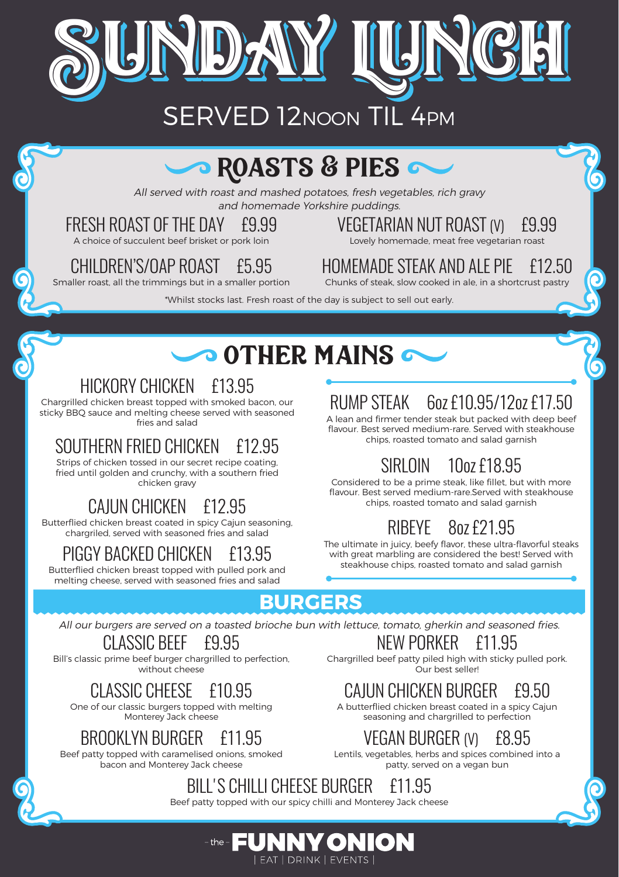# SUNDAY LUNCH

SERVED 12NOON TIL 4PM

## ROASTS & PIES

*All served with roast and mashed potatoes, fresh vegetables, rich gravy and homemade Yorkshire puddings.*

### FRESH ROAST OF THE DAY £9.99

A choice of succulent beef brisket or pork loin

### VEGETARIAN NUT ROAST (V) £9.99

Lovely homemade, meat free vegetarian roast

### CHILDREN'S/OAP ROAST £5.95

Smaller roast, all the trimmings but in a smaller portion

### HOMEMADE STEAK AND ALE PIE £12.50

Chunks of steak, slow cooked in ale, in a shortcrust pastry

*Whilst stocks last. Fresh roast of the day is subject to sell out early.

## OTHER MAINS

### HICKORY CHICKEN £13.95

Chargrilled chicken breast topped with smoked bacon, our sticky BBQ sauce and melting cheese served with seasoned fries and salad

### SOUTHERN FRIED CHICKEN £12.95

Strips of chicken tossed in our secret recipe coating, fried until golden and crunchy, with a southern fried chicken gravy

### CAJUN CHICKEN £12.95

Butterflied chicken breast coated in spicy Cajun seasoning, chargrilled, served with seasoned fries and salad

### PIGGY BACKED CHICKEN £13.95

Butterflied chicken breast topped with pulled pork and melting cheese, served with seasoned fries and salad

### RUMP STEAK 6oz £10.95/12oz £17.50

A lean and firmer tender steak but packed with deep beef flavour. Best served medium-rare. Served with steakhouse chips, roasted tomato and salad garnish

### SIRLOIN 10oz £18.95

Considered to be a prime steak, like fillet, but with more flavour. Best served medium-rare.Served with steakhouse chips, roasted tomato and salad garnish

### RIBEYE 8oz £21.95

The ultimate in juicy, beefy flavor, these ultra-flavorful steaks with great marbling are considered the best! Served with steakhouse chips, roasted tomato and salad garnish

## BURGERS

*All our burgers are served on a toasted brioche bun with lettuce, tomato, gherkin and seasoned fries.*

### CLASSIC BEEF £9.95

Bill's classic prime beef burger chargrilled to perfection, without cheese

### CLASSIC CHEESE £10.95

One of our classic burgers topped with melting Monterey Jack cheese

### BROOKLYN BURGER £11.95

Beef patty topped with caramelised onions, smoked bacon and Monterey Jack cheese

### NEW PORKER £11.95

Chargrilled beef patty piled high with sticky pulled pork. Our best seller!

### CAJUN CHICKEN BURGER £9.50

A butterflied chicken breast coated in a spicy Cajun seasoning and chargrilled to perfection

### VEGAN BURGER (V) £8.95

Lentils, vegetables, herbs and spices combined into a patty, served on a vegan bun

### BILL'S CHILLI CHEESE BURGER £11.95

Beef patty topped with our spicy chilli and Monterey Jack cheese

- the - FUNNY ONION

| EAT | DRINK | EVENTS |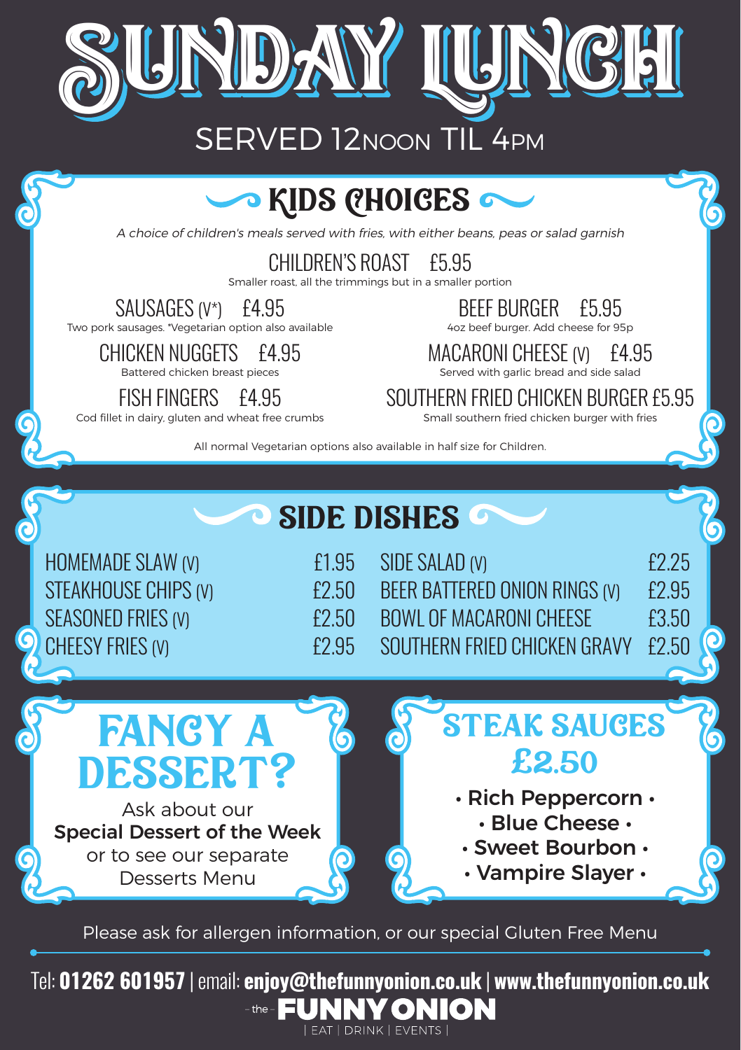# SUNDAY LUNCH

SERVED 12NOON TIL 4PM

## KIDS CHOICES

*A choice of children's meals served with fries, with either beans, peas or salad garnish*

CHILDREN'S ROAST £5.95
Smaller roast, all the trimmings but in a smaller portion

SAUSAGES (V*) £4.95
Two pork sausages. *Vegetarian option also available

CHICKEN NUGGETS £4.95
Battered chicken breast pieces

FISH FINGERS £4.95
Cod fillet in dairy, gluten and wheat free crumbs

BEEF BURGER £5.95
4oz beef burger. Add cheese for 95p

MACARONI CHEESE (V) £4.95
Served with garlic bread and side salad

SOUTHERN FRIED CHICKEN BURGER £5.95
Small southern fried chicken burger with fries

All normal Vegetarian options also available in half size for Children.

## SIDE DISHES

| | | | |
|---|---|---|---|
| HOMEMADE SLAW (V) | £1.95 | SIDE SALAD (V) | £2.25 |
| STEAKHOUSE CHIPS (V) | £2.50 | BEER BATTERED ONION RINGS (V) | £2.95 |
| SEASONED FRIES (V) | £2.50 | BOWL OF MACARONI CHEESE | £3.50 |
| CHEESY FRIES (V) | £2.95 | SOUTHERN FRIED CHICKEN GRAVY | £2.50 |

## FANCY A DESSERT?

Ask about our **Special Dessert of the Week** or to see our separate Desserts Menu

## STEAK SAUCES £2.50

- **Rich Peppercorn**
- **Blue Cheese**
- **Sweet Bourbon**
- **Vampire Slayer**

Please ask for allergen information, or our special Gluten Free Menu

Tel: **01262 601957** | email: **enjoy@thefunnyonion.co.uk** | **www.thefunnyonion.co.uk**

the FUNNY ONION | EAT | DRINK | EVENTS |